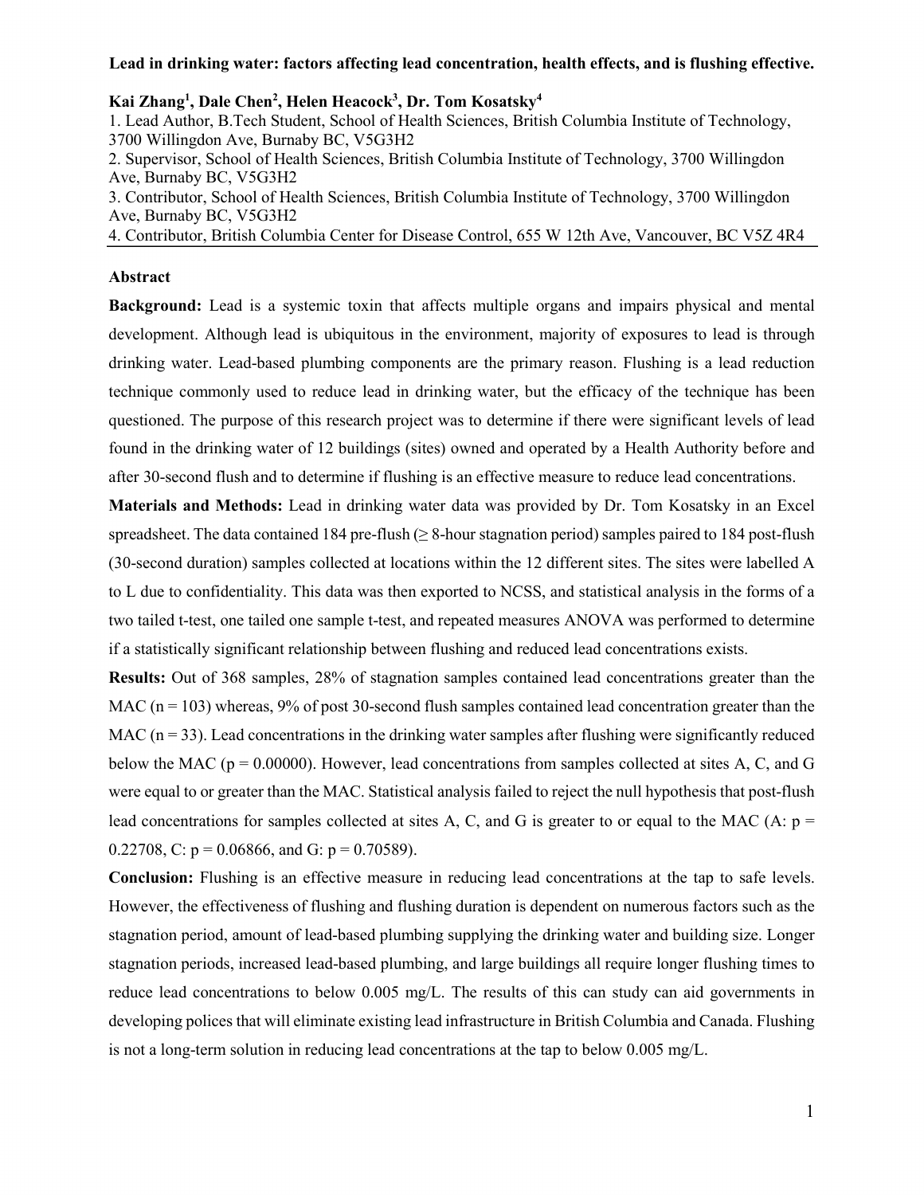**Lead in drinking water: factors affecting lead concentration, health effects, and is flushing effective.**

**Kai Zhang[1], Dale Chen[2], Helen Heacock[3], Dr. Tom Kosatsky[4]**

1. Lead Author, B.Tech Student, School of Health Sciences, British Columbia Institute of Technology, 3700 Willingdon Ave, Burnaby BC, V5G3H2
2. Supervisor, School of Health Sciences, British Columbia Institute of Technology, 3700 Willingdon Ave, Burnaby BC, V5G3H2
3. Contributor, School of Health Sciences, British Columbia Institute of Technology, 3700 Willingdon Ave, Burnaby BC, V5G3H2
4. Contributor, British Columbia Center for Disease Control, 655 W 12th Ave, Vancouver, BC V5Z 4R4

## Abstract

**Background:** Lead is a systemic toxin that affects multiple organs and impairs physical and mental development. Although lead is ubiquitous in the environment, majority of exposures to lead is through drinking water. Lead-based plumbing components are the primary reason. Flushing is a lead reduction technique commonly used to reduce lead in drinking water, but the efficacy of the technique has been questioned. The purpose of this research project was to determine if there were significant levels of lead found in the drinking water of 12 buildings (sites) owned and operated by a Health Authority before and after 30-second flush and to determine if flushing is an effective measure to reduce lead concentrations.

**Materials and Methods:** Lead in drinking water data was provided by Dr. Tom Kosatsky in an Excel spreadsheet. The data contained 184 pre-flush (≥ 8-hour stagnation period) samples paired to 184 post-flush (30-second duration) samples collected at locations within the 12 different sites. The sites were labelled A to L due to confidentiality. This data was then exported to NCSS, and statistical analysis in the forms of a two tailed t-test, one tailed one sample t-test, and repeated measures ANOVA was performed to determine if a statistically significant relationship between flushing and reduced lead concentrations exists.

**Results:** Out of 368 samples, 28% of stagnation samples contained lead concentrations greater than the MAC (n = 103) whereas, 9% of post 30-second flush samples contained lead concentration greater than the MAC (n = 33). Lead concentrations in the drinking water samples after flushing were significantly reduced below the MAC (p = 0.00000). However, lead concentrations from samples collected at sites A, C, and G were equal to or greater than the MAC. Statistical analysis failed to reject the null hypothesis that post-flush lead concentrations for samples collected at sites A, C, and G is greater to or equal to the MAC (A: p = 0.22708, C: p = 0.06866, and G: p = 0.70589).

**Conclusion:** Flushing is an effective measure in reducing lead concentrations at the tap to safe levels. However, the effectiveness of flushing and flushing duration is dependent on numerous factors such as the stagnation period, amount of lead-based plumbing supplying the drinking water and building size. Longer stagnation periods, increased lead-based plumbing, and large buildings all require longer flushing times to reduce lead concentrations to below 0.005 mg/L. The results of this can study can aid governments in developing polices that will eliminate existing lead infrastructure in British Columbia and Canada. Flushing is not a long-term solution in reducing lead concentrations at the tap to below 0.005 mg/L.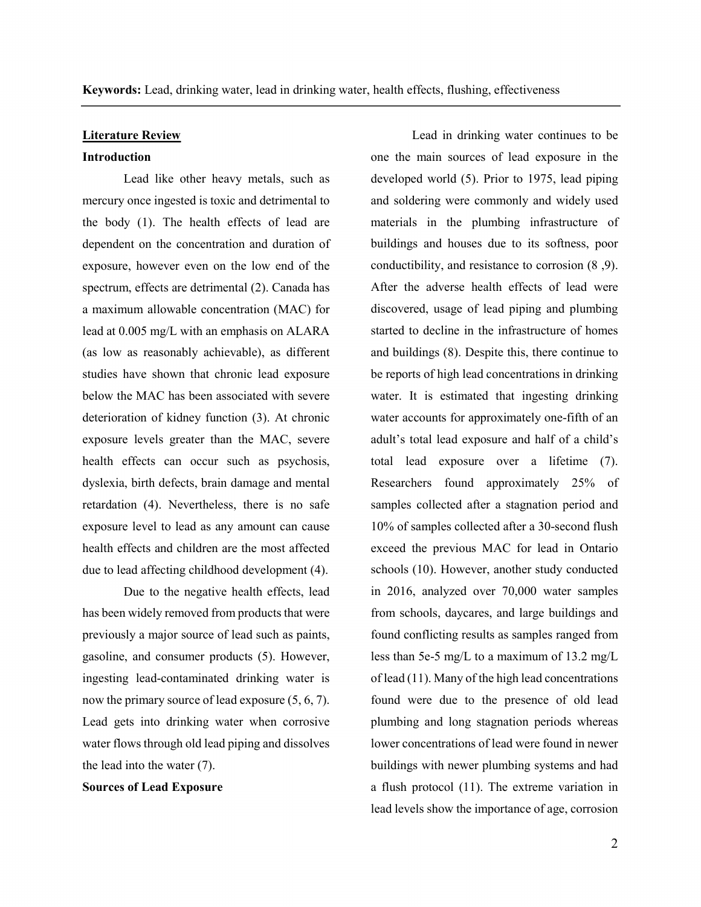**Keywords:** Lead, drinking water, lead in drinking water, health effects, flushing, effectiveness

## Literature Review

### Introduction

Lead like other heavy metals, such as mercury once ingested is toxic and detrimental to the body (1). The health effects of lead are dependent on the concentration and duration of exposure, however even on the low end of the spectrum, effects are detrimental (2). Canada has a maximum allowable concentration (MAC) for lead at 0.005 mg/L with an emphasis on ALARA (as low as reasonably achievable), as different studies have shown that chronic lead exposure below the MAC has been associated with severe deterioration of kidney function (3). At chronic exposure levels greater than the MAC, severe health effects can occur such as psychosis, dyslexia, birth defects, brain damage and mental retardation (4). Nevertheless, there is no safe exposure level to lead as any amount can cause health effects and children are the most affected due to lead affecting childhood development (4).

Due to the negative health effects, lead has been widely removed from products that were previously a major source of lead such as paints, gasoline, and consumer products (5). However, ingesting lead-contaminated drinking water is now the primary source of lead exposure (5, 6, 7). Lead gets into drinking water when corrosive water flows through old lead piping and dissolves the lead into the water (7).

### Sources of Lead Exposure

Lead in drinking water continues to be one the main sources of lead exposure in the developed world (5). Prior to 1975, lead piping and soldering were commonly and widely used materials in the plumbing infrastructure of buildings and houses due to its softness, poor conductibility, and resistance to corrosion (8 ,9). After the adverse health effects of lead were discovered, usage of lead piping and plumbing started to decline in the infrastructure of homes and buildings (8). Despite this, there continue to be reports of high lead concentrations in drinking water. It is estimated that ingesting drinking water accounts for approximately one-fifth of an adult's total lead exposure and half of a child's total lead exposure over a lifetime (7). Researchers found approximately 25% of samples collected after a stagnation period and 10% of samples collected after a 30-second flush exceed the previous MAC for lead in Ontario schools (10). However, another study conducted in 2016, analyzed over 70,000 water samples from schools, daycares, and large buildings and found conflicting results as samples ranged from less than 5e-5 mg/L to a maximum of 13.2 mg/L of lead (11). Many of the high lead concentrations found were due to the presence of old lead plumbing and long stagnation periods whereas lower concentrations of lead were found in newer buildings with newer plumbing systems and had a flush protocol (11). The extreme variation in lead levels show the importance of age, corrosion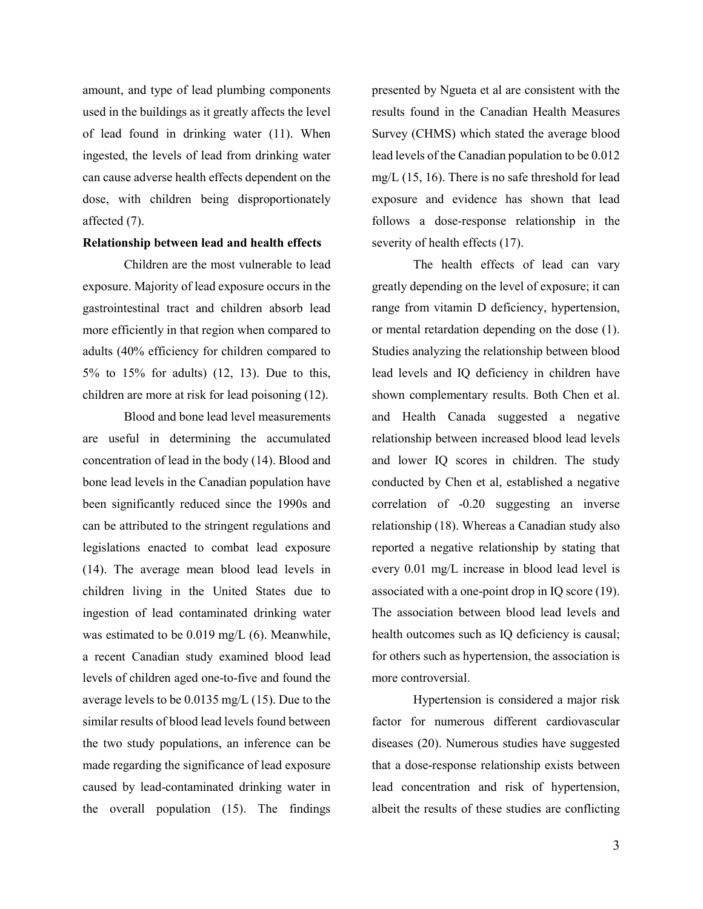amount, and type of lead plumbing components used in the buildings as it greatly affects the level of lead found in drinking water (11). When ingested, the levels of lead from drinking water can cause adverse health effects dependent on the dose, with children being disproportionately affected (7).

**Relationship between lead and health effects**

Children are the most vulnerable to lead exposure. Majority of lead exposure occurs in the gastrointestinal tract and children absorb lead more efficiently in that region when compared to adults (40% efficiency for children compared to 5% to 15% for adults) (12, 13). Due to this, children are more at risk for lead poisoning (12).

Blood and bone lead level measurements are useful in determining the accumulated concentration of lead in the body (14). Blood and bone lead levels in the Canadian population have been significantly reduced since the 1990s and can be attributed to the stringent regulations and legislations enacted to combat lead exposure (14). The average mean blood lead levels in children living in the United States due to ingestion of lead contaminated drinking water was estimated to be 0.019 mg/L (6). Meanwhile, a recent Canadian study examined blood lead levels of children aged one-to-five and found the average levels to be 0.0135 mg/L (15). Due to the similar results of blood lead levels found between the two study populations, an inference can be made regarding the significance of lead exposure caused by lead-contaminated drinking water in the overall population (15). The findings presented by Ngueta et al are consistent with the results found in the Canadian Health Measures Survey (CHMS) which stated the average blood lead levels of the Canadian population to be 0.012 mg/L (15, 16). There is no safe threshold for lead exposure and evidence has shown that lead follows a dose-response relationship in the severity of health effects (17).

The health effects of lead can vary greatly depending on the level of exposure; it can range from vitamin D deficiency, hypertension, or mental retardation depending on the dose (1). Studies analyzing the relationship between blood lead levels and IQ deficiency in children have shown complementary results. Both Chen et al. and Health Canada suggested a negative relationship between increased blood lead levels and lower IQ scores in children. The study conducted by Chen et al, established a negative correlation of -0.20 suggesting an inverse relationship (18). Whereas a Canadian study also reported a negative relationship by stating that every 0.01 mg/L increase in blood lead level is associated with a one-point drop in IQ score (19). The association between blood lead levels and health outcomes such as IQ deficiency is causal; for others such as hypertension, the association is more controversial.

Hypertension is considered a major risk factor for numerous different cardiovascular diseases (20). Numerous studies have suggested that a dose-response relationship exists between lead concentration and risk of hypertension, albeit the results of these studies are conflicting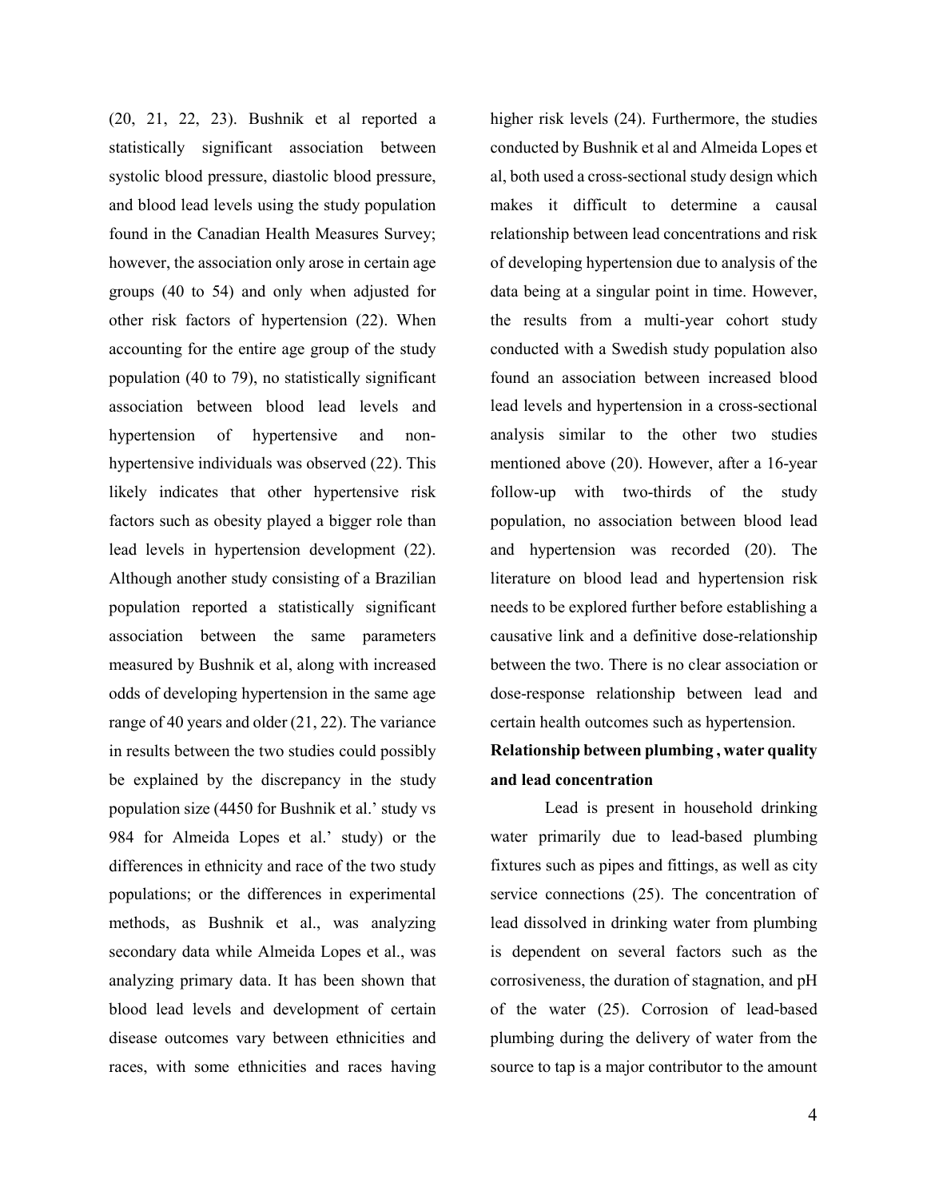(20, 21, 22, 23). Bushnik et al reported a statistically significant association between systolic blood pressure, diastolic blood pressure, and blood lead levels using the study population found in the Canadian Health Measures Survey; however, the association only arose in certain age groups (40 to 54) and only when adjusted for other risk factors of hypertension (22). When accounting for the entire age group of the study population (40 to 79), no statistically significant association between blood lead levels and hypertension of hypertensive and non-hypertensive individuals was observed (22). This likely indicates that other hypertensive risk factors such as obesity played a bigger role than lead levels in hypertension development (22). Although another study consisting of a Brazilian population reported a statistically significant association between the same parameters measured by Bushnik et al, along with increased odds of developing hypertension in the same age range of 40 years and older (21, 22). The variance in results between the two studies could possibly be explained by the discrepancy in the study population size (4450 for Bushnik et al.' study vs 984 for Almeida Lopes et al.' study) or the differences in ethnicity and race of the two study populations; or the differences in experimental methods, as Bushnik et al., was analyzing secondary data while Almeida Lopes et al., was analyzing primary data. It has been shown that blood lead levels and development of certain disease outcomes vary between ethnicities and races, with some ethnicities and races having higher risk levels (24). Furthermore, the studies conducted by Bushnik et al and Almeida Lopes et al, both used a cross-sectional study design which makes it difficult to determine a causal relationship between lead concentrations and risk of developing hypertension due to analysis of the data being at a singular point in time. However, the results from a multi-year cohort study conducted with a Swedish study population also found an association between increased blood lead levels and hypertension in a cross-sectional analysis similar to the other two studies mentioned above (20). However, after a 16-year follow-up with two-thirds of the study population, no association between blood lead and hypertension was recorded (20). The literature on blood lead and hypertension risk needs to be explored further before establishing a causative link and a definitive dose-relationship between the two. There is no clear association or dose-response relationship between lead and certain health outcomes such as hypertension.

**Relationship between plumbing , water quality and lead concentration**

Lead is present in household drinking water primarily due to lead-based plumbing fixtures such as pipes and fittings, as well as city service connections (25). The concentration of lead dissolved in drinking water from plumbing is dependent on several factors such as the corrosiveness, the duration of stagnation, and pH of the water (25). Corrosion of lead-based plumbing during the delivery of water from the source to tap is a major contributor to the amount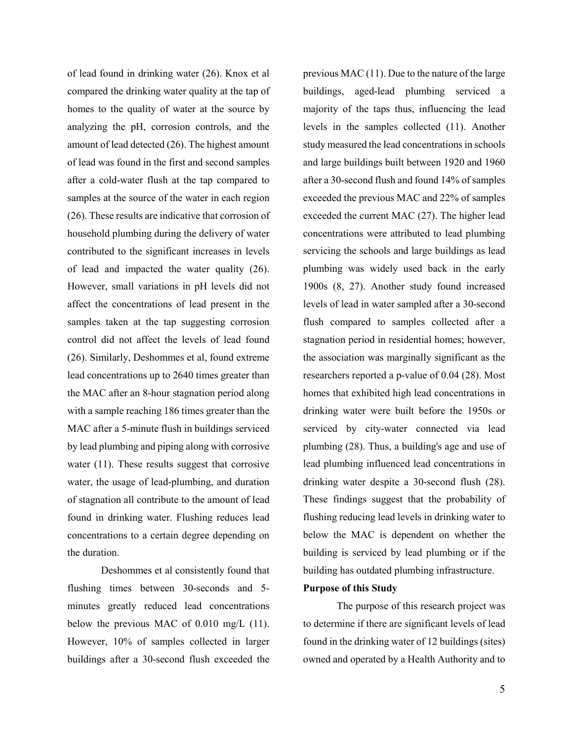of lead found in drinking water (26). Knox et al compared the drinking water quality at the tap of homes to the quality of water at the source by analyzing the pH, corrosion controls, and the amount of lead detected (26). The highest amount of lead was found in the first and second samples after a cold-water flush at the tap compared to samples at the source of the water in each region (26). These results are indicative that corrosion of household plumbing during the delivery of water contributed to the significant increases in levels of lead and impacted the water quality (26). However, small variations in pH levels did not affect the concentrations of lead present in the samples taken at the tap suggesting corrosion control did not affect the levels of lead found (26). Similarly, Deshommes et al, found extreme lead concentrations up to 2640 times greater than the MAC after an 8-hour stagnation period along with a sample reaching 186 times greater than the MAC after a 5-minute flush in buildings serviced by lead plumbing and piping along with corrosive water (11). These results suggest that corrosive water, the usage of lead-plumbing, and duration of stagnation all contribute to the amount of lead found in drinking water. Flushing reduces lead concentrations to a certain degree depending on the duration.

Deshommes et al consistently found that flushing times between 30-seconds and 5-minutes greatly reduced lead concentrations below the previous MAC of 0.010 mg/L (11). However, 10% of samples collected in larger buildings after a 30-second flush exceeded the previous MAC (11). Due to the nature of the large buildings, aged-lead plumbing serviced a majority of the taps thus, influencing the lead levels in the samples collected (11). Another study measured the lead concentrations in schools and large buildings built between 1920 and 1960 after a 30-second flush and found 14% of samples exceeded the previous MAC and 22% of samples exceeded the current MAC (27). The higher lead concentrations were attributed to lead plumbing servicing the schools and large buildings as lead plumbing was widely used back in the early 1900s (8, 27). Another study found increased levels of lead in water sampled after a 30-second flush compared to samples collected after a stagnation period in residential homes; however, the association was marginally significant as the researchers reported a p-value of 0.04 (28). Most homes that exhibited high lead concentrations in drinking water were built before the 1950s or serviced by city-water connected via lead plumbing (28). Thus, a building's age and use of lead plumbing influenced lead concentrations in drinking water despite a 30-second flush (28). These findings suggest that the probability of flushing reducing lead levels in drinking water to below the MAC is dependent on whether the building is serviced by lead plumbing or if the building has outdated plumbing infrastructure.

**Purpose of this Study**

The purpose of this research project was to determine if there are significant levels of lead found in the drinking water of 12 buildings (sites) owned and operated by a Health Authority and to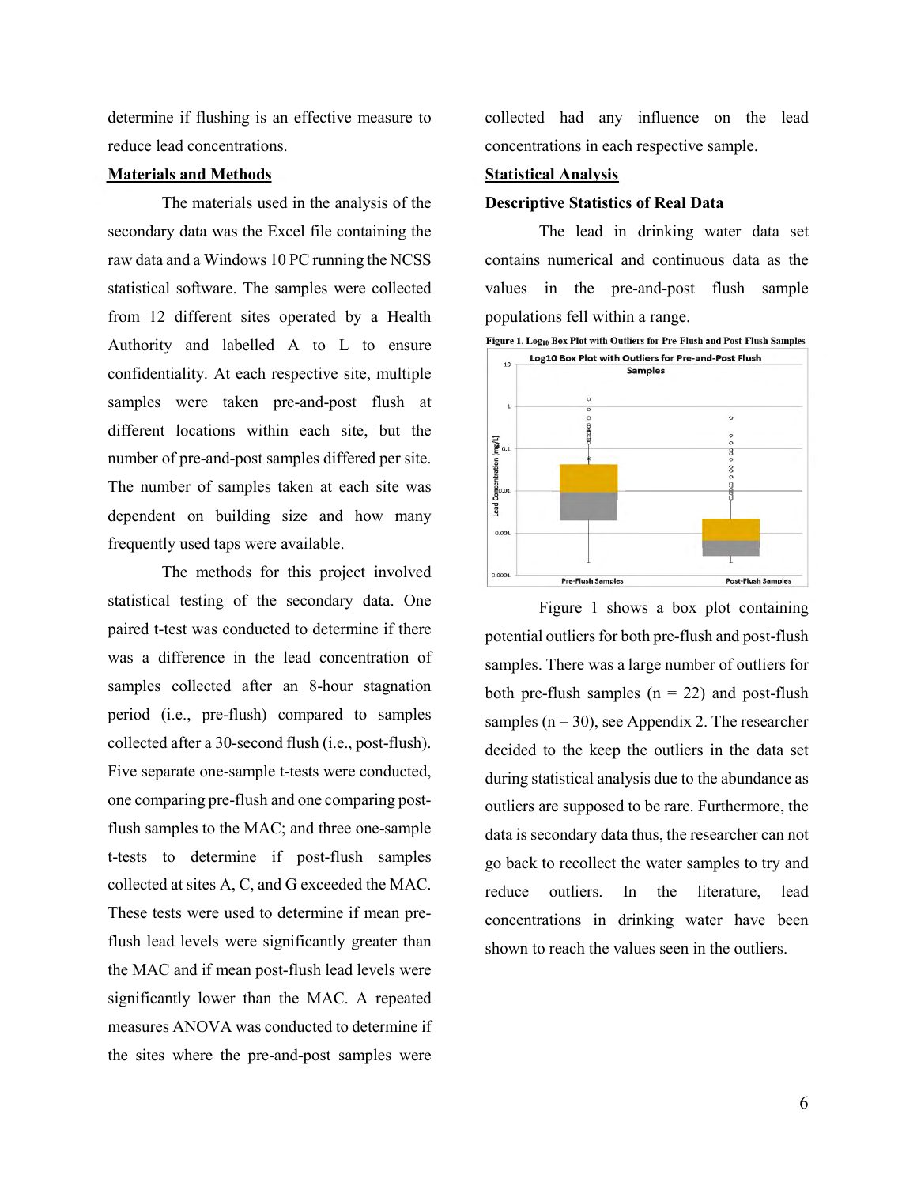determine if flushing is an effective measure to reduce lead concentrations.

## Materials and Methods

The materials used in the analysis of the secondary data was the Excel file containing the raw data and a Windows 10 PC running the NCSS statistical software. The samples were collected from 12 different sites operated by a Health Authority and labelled A to L to ensure confidentiality. At each respective site, multiple samples were taken pre-and-post flush at different locations within each site, but the number of pre-and-post samples differed per site. The number of samples taken at each site was dependent on building size and how many frequently used taps were available.

The methods for this project involved statistical testing of the secondary data. One paired t-test was conducted to determine if there was a difference in the lead concentration of samples collected after an 8-hour stagnation period (i.e., pre-flush) compared to samples collected after a 30-second flush (i.e., post-flush). Five separate one-sample t-tests were conducted, one comparing pre-flush and one comparing post-flush samples to the MAC; and three one-sample t-tests to determine if post-flush samples collected at sites A, C, and G exceeded the MAC. These tests were used to determine if mean pre-flush lead levels were significantly greater than the MAC and if mean post-flush lead levels were significantly lower than the MAC. A repeated measures ANOVA was conducted to determine if the sites where the pre-and-post samples were collected had any influence on the lead concentrations in each respective sample.

## Statistical Analysis

### Descriptive Statistics of Real Data

The lead in drinking water data set contains numerical and continuous data as the values in the pre-and-post flush sample populations fell within a range.

**Figure 1. $Log_{10}$ Box Plot with Outliers for Pre-Flush and Post-Flush Samples**

Figure 1 shows a box plot containing potential outliers for both pre-flush and post-flush samples. There was a large number of outliers for both pre-flush samples (n = 22) and post-flush samples (n = 30), see Appendix 2. The researcher decided to the keep the outliers in the data set during statistical analysis due to the abundance as outliers are supposed to be rare. Furthermore, the data is secondary data thus, the researcher can not go back to recollect the water samples to try and reduce outliers. In the literature, lead concentrations in drinking water have been shown to reach the values seen in the outliers.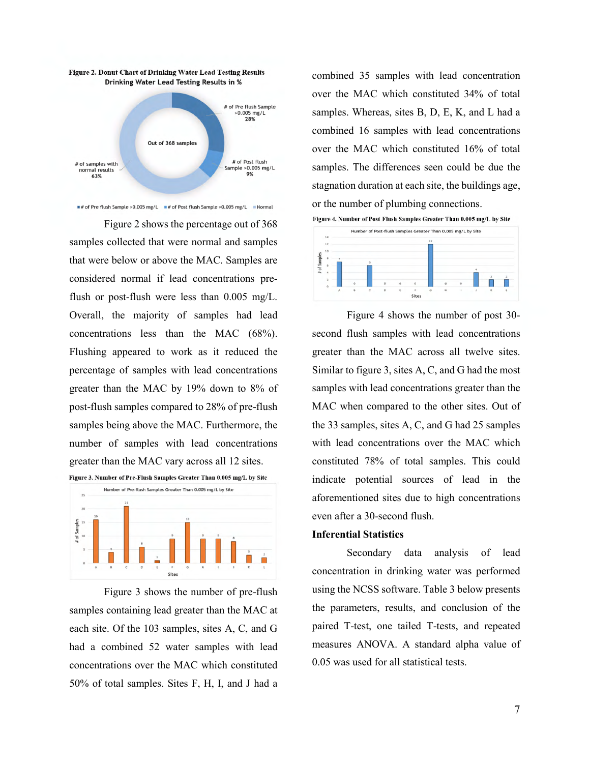**Figure 2. Donut Chart of Drinking Water Lead Testing Results**

Figure 2 shows the percentage out of 368 samples collected that were normal and samples that were below or above the MAC. Samples are considered normal if lead concentrations pre-flush or post-flush were less than 0.005 mg/L. Overall, the majority of samples had lead concentrations less than the MAC (68%). Flushing appeared to work as it reduced the percentage of samples with lead concentrations greater than the MAC by 19% down to 8% of post-flush samples compared to 28% of pre-flush samples being above the MAC. Furthermore, the number of samples with lead concentrations greater than the MAC vary across all 12 sites.

**Figure 3. Number of Pre-Flush Samples Greater Than 0.005 mg/L by Site**

Figure 3 shows the number of pre-flush samples containing lead greater than the MAC at each site. Of the 103 samples, sites A, C, and G had a combined 52 water samples with lead concentrations over the MAC which constituted 50% of total samples. Sites F, H, I, and J had a combined 35 samples with lead concentration over the MAC which constituted 34% of total samples. Whereas, sites B, D, E, K, and L had a combined 16 samples with lead concentrations over the MAC which constituted 16% of total samples. The differences seen could be due the stagnation duration at each site, the buildings age, or the number of plumbing connections.

**Figure 4. Number of Post-Flush Samples Greater Than 0.005 mg/L by Site**

Figure 4 shows the number of post 30-second flush samples with lead concentrations greater than the MAC across all twelve sites. Similar to figure 3, sites A, C, and G had the most samples with lead concentrations greater than the MAC when compared to the other sites. Out of the 33 samples, sites A, C, and G had 25 samples with lead concentrations over the MAC which constituted 78% of total samples. This could indicate potential sources of lead in the aforementioned sites due to high concentrations even after a 30-second flush.

**Inferential Statistics**

Secondary data analysis of lead concentration in drinking water was performed using the NCSS software. Table 3 below presents the parameters, results, and conclusion of the paired T-test, one tailed T-tests, and repeated measures ANOVA. A standard alpha value of 0.05 was used for all statistical tests.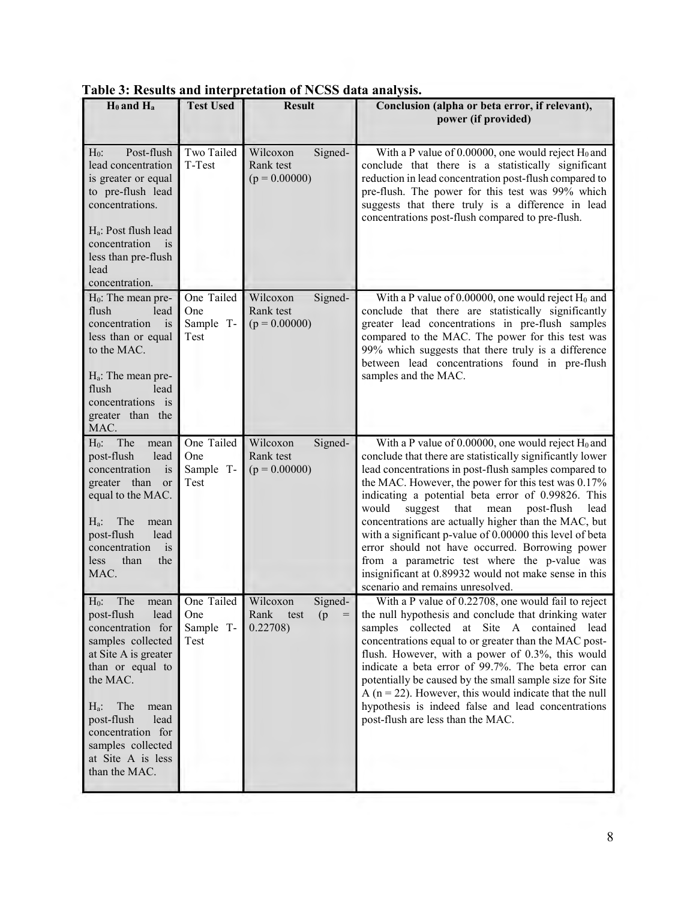**Table 3: Results and interpretation of NCSS data analysis.**

| $H_0$ and $H_a$ | Test Used | Result | Conclusion (alpha or beta error, if relevant), power (if provided) |
|---|---|---|---|
| $H_0$: Post-flush lead concentration is greater or equal to pre-flush lead concentrations.<br><br>$H_a$: Post flush lead concentration is less than pre-flush lead concentration. | Two Tailed T-Test | Wilcoxon Signed-Rank test ($p = 0.00000$) | With a P value of 0.00000, one would reject $H_0$ and conclude that there is a statistically significant reduction in lead concentration post-flush compared to pre-flush. The power for this test was 99% which suggests that there truly is a difference in lead concentrations post-flush compared to pre-flush. |
| $H_0$: The mean pre-flush lead concentration is less than or equal to the MAC.<br><br>$H_a$: The mean pre-flush lead concentrations is greater than the MAC. | One Tailed One Sample T-Test | Wilcoxon Signed-Rank test ($p = 0.00000$) | With a P value of 0.00000, one would reject $H_0$ and conclude that there are statistically significantly greater lead concentrations in pre-flush samples compared to the MAC. The power for this test was 99% which suggests that there truly is a difference between lead concentrations found in pre-flush samples and the MAC. |
| $H_0$: The mean post-flush lead concentration is greater than or equal to the MAC.<br><br>$H_a$: The mean post-flush lead concentration is less than the MAC. | One Tailed One Sample T-Test | Wilcoxon Signed-Rank test ($p = 0.00000$) | With a P value of 0.00000, one would reject $H_0$ and conclude that there are statistically significantly lower lead concentrations in post-flush samples compared to the MAC. However, the power for this test was 0.17% indicating a potential beta error of 0.99826. This would suggest that mean post-flush lead concentrations are actually higher than the MAC, but with a significant p-value of 0.00000 this level of beta error should not have occurred. Borrowing power from a parametric test where the p-value was insignificant at 0.89932 would not make sense in this scenario and remains unresolved. |
| $H_0$: The mean post-flush lead concentration for samples collected at Site A is greater than or equal to the MAC.<br><br>$H_a$: The mean post-flush lead concentration for samples collected at Site A is less than the MAC. | One Tailed One Sample T-Test | Wilcoxon Signed-Rank test ($p = 0.22708$) | With a P value of 0.22708, one would fail to reject the null hypothesis and conclude that drinking water samples collected at Site A contained lead concentrations equal to or greater than the MAC post-flush. However, with a power of 0.3%, this would indicate a beta error of 99.7%. The beta error can potentially be caused by the small sample size for Site A ($n = 22$). However, this would indicate that the null hypothesis is indeed false and lead concentrations post-flush are less than the MAC. |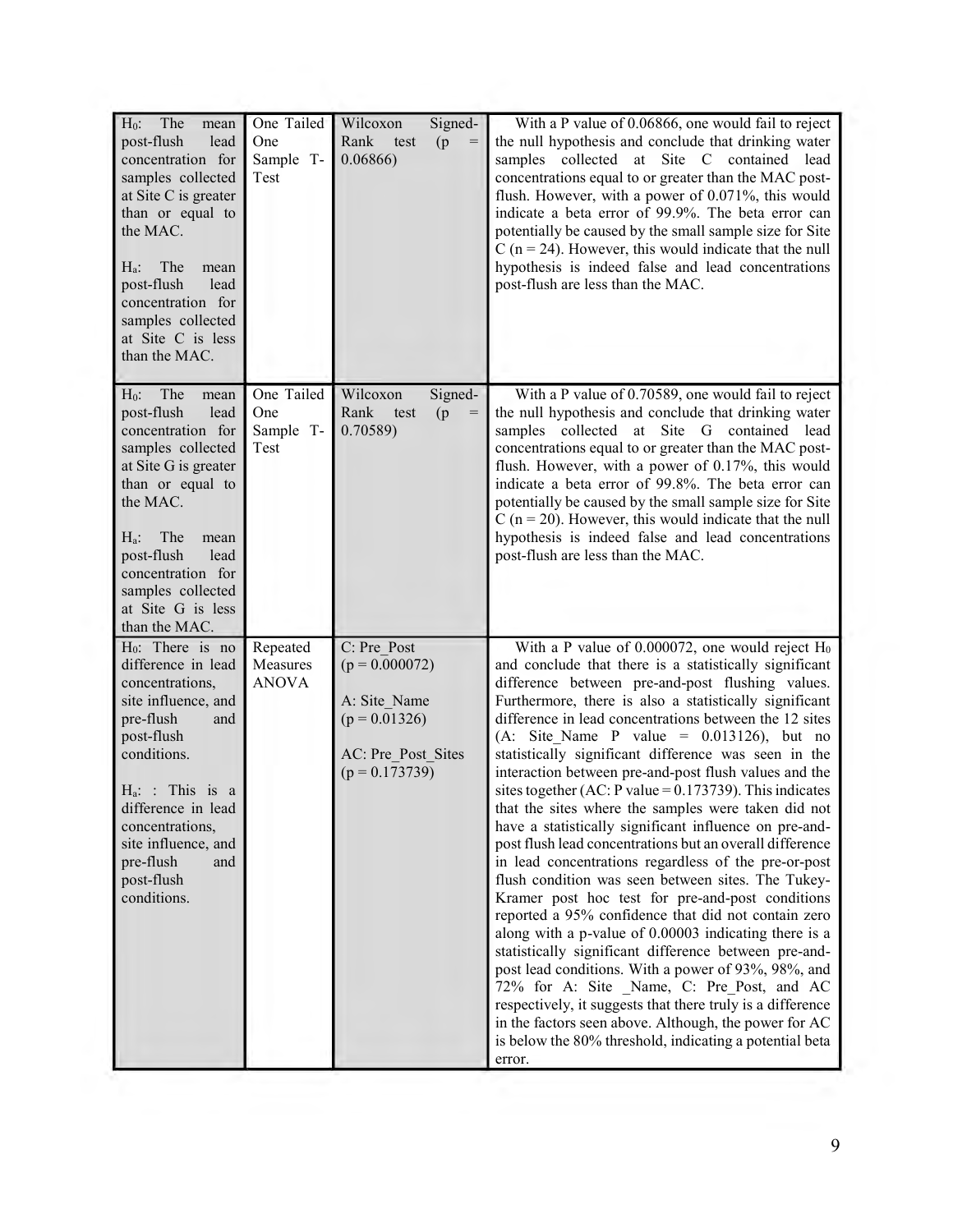| | | | |
|---|---|---|---|
| $H_0$: The mean post-flush lead concentration for samples collected at Site C is greater than or equal to the MAC.<br><br>$H_a$: The mean post-flush lead concentration for samples collected at Site C is less than the MAC. | One Tailed One Sample T-Test | Wilcoxon Signed-Rank test ($p = 0.06866$) | With a P value of 0.06866, one would fail to reject the null hypothesis and conclude that drinking water samples collected at Site C contained lead concentrations equal to or greater than the MAC post-flush. However, with a power of 0.071%, this would indicate a beta error of 99.9%. The beta error can potentially be caused by the small sample size for Site C (n = 24). However, this would indicate that the null hypothesis is indeed false and lead concentrations post-flush are less than the MAC. |
| $H_0$: The mean post-flush lead concentration for samples collected at Site G is greater than or equal to the MAC.<br><br>$H_a$: The mean post-flush lead concentration for samples collected at Site G is less than the MAC. | One Tailed One Sample T-Test | Wilcoxon Signed-Rank test ($p = 0.70589$) | With a P value of 0.70589, one would fail to reject the null hypothesis and conclude that drinking water samples collected at Site G contained lead concentrations equal to or greater than the MAC post-flush. However, with a power of 0.17%, this would indicate a beta error of 99.8%. The beta error can potentially be caused by the small sample size for Site C (n = 20). However, this would indicate that the null hypothesis is indeed false and lead concentrations post-flush are less than the MAC. |
| $H_0$: There is no difference in lead concentrations, site influence, and pre-flush and post-flush conditions.<br><br>$H_a$: : This is a difference in lead concentrations, site influence, and pre-flush and post-flush conditions. | Repeated Measures ANOVA | C: Pre_Post ($p = 0.000072$)<br><br>A: Site_Name ($p = 0.01326$)<br><br>AC: Pre_Post_Sites ($p = 0.173739$) | With a P value of 0.000072, one would reject $H_0$ and conclude that there is a statistically significant difference between pre-and-post flushing values. Furthermore, there is also a statistically significant difference in lead concentrations between the 12 sites (A: Site_Name P value = 0.013126), but no statistically significant difference was seen in the interaction between pre-and-post flush values and the sites together (AC: P value = 0.173739). This indicates that the sites where the samples were taken did not have a statistically significant influence on pre-and-post flush lead concentrations but an overall difference in lead concentrations regardless of the pre-or-post flush condition was seen between sites. The Tukey-Kramer post hoc test for pre-and-post conditions reported a 95% confidence that did not contain zero along with a p-value of 0.00003 indicating there is a statistically significant difference between pre-and-post lead conditions. With a power of 93%, 98%, and 72% for A: Site _Name, C: Pre_Post, and AC respectively, it suggests that there truly is a difference in the factors seen above. Although, the power for AC is below the 80% threshold, indicating a potential beta error. |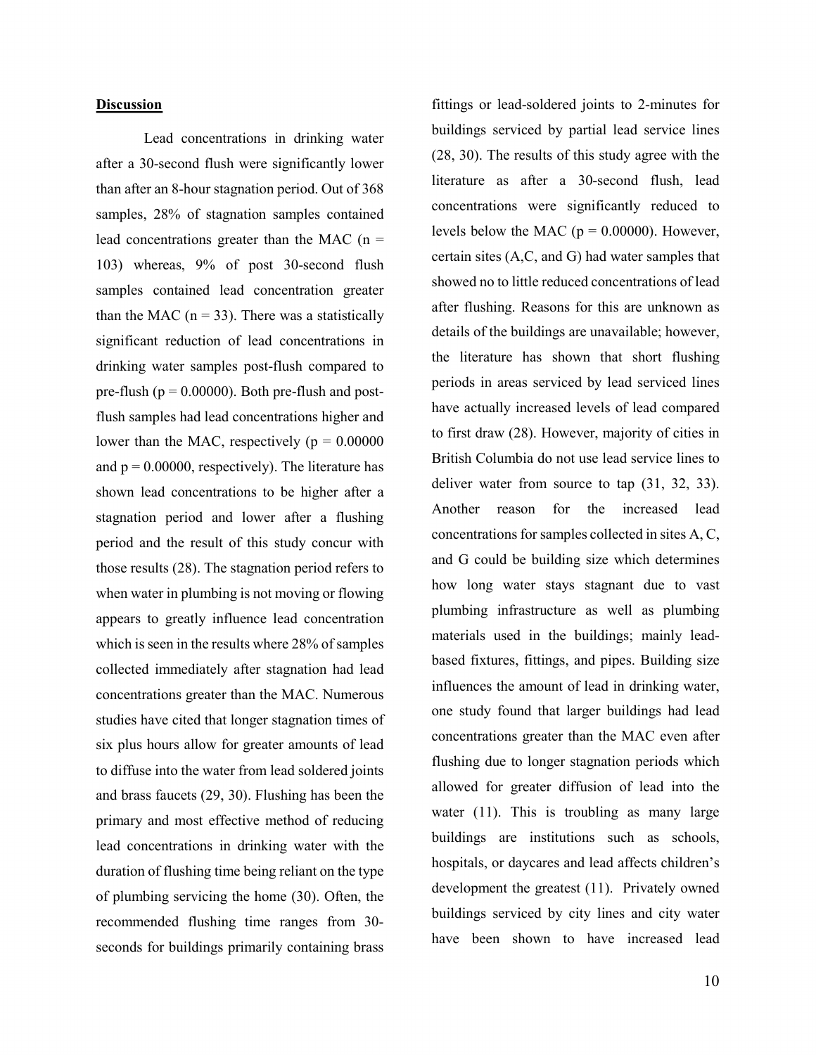## Discussion

Lead concentrations in drinking water after a 30-second flush were significantly lower than after an 8-hour stagnation period. Out of 368 samples, 28% of stagnation samples contained lead concentrations greater than the MAC ($n = 103$) whereas, 9% of post 30-second flush samples contained lead concentration greater than the MAC ($n = 33$). There was a statistically significant reduction of lead concentrations in drinking water samples post-flush compared to pre-flush ($p = 0.00000$). Both pre-flush and post-flush samples had lead concentrations higher and lower than the MAC, respectively ($p = 0.00000$ and $p = 0.00000$, respectively). The literature has shown lead concentrations to be higher after a stagnation period and lower after a flushing period and the result of this study concur with those results (28). The stagnation period refers to when water in plumbing is not moving or flowing appears to greatly influence lead concentration which is seen in the results where 28% of samples collected immediately after stagnation had lead concentrations greater than the MAC. Numerous studies have cited that longer stagnation times of six plus hours allow for greater amounts of lead to diffuse into the water from lead soldered joints and brass faucets (29, 30). Flushing has been the primary and most effective method of reducing lead concentrations in drinking water with the duration of flushing time being reliant on the type of plumbing servicing the home (30). Often, the recommended flushing time ranges from 30-seconds for buildings primarily containing brass fittings or lead-soldered joints to 2-minutes for buildings serviced by partial lead service lines (28, 30). The results of this study agree with the literature as after a 30-second flush, lead concentrations were significantly reduced to levels below the MAC ($p = 0.00000$). However, certain sites (A,C, and G) had water samples that showed no to little reduced concentrations of lead after flushing. Reasons for this are unknown as details of the buildings are unavailable; however, the literature has shown that short flushing periods in areas serviced by lead serviced lines have actually increased levels of lead compared to first draw (28). However, majority of cities in British Columbia do not use lead service lines to deliver water from source to tap (31, 32, 33). Another reason for the increased lead concentrations for samples collected in sites A, C, and G could be building size which determines how long water stays stagnant due to vast plumbing infrastructure as well as plumbing materials used in the buildings; mainly lead-based fixtures, fittings, and pipes. Building size influences the amount of lead in drinking water, one study found that larger buildings had lead concentrations greater than the MAC even after flushing due to longer stagnation periods which allowed for greater diffusion of lead into the water (11). This is troubling as many large buildings are institutions such as schools, hospitals, or daycares and lead affects children's development the greatest (11). Privately owned buildings serviced by city lines and city water have been shown to have increased lead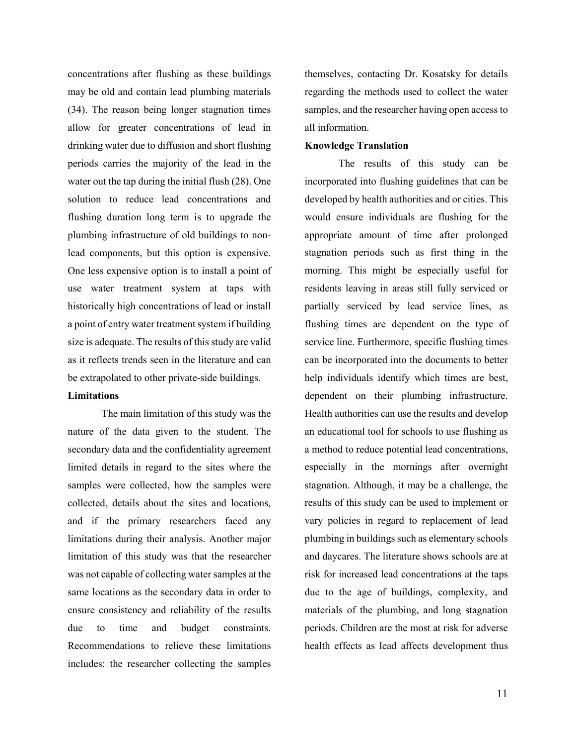concentrations after flushing as these buildings may be old and contain lead plumbing materials (34). The reason being longer stagnation times allow for greater concentrations of lead in drinking water due to diffusion and short flushing periods carries the majority of the lead in the water out the tap during the initial flush (28). One solution to reduce lead concentrations and flushing duration long term is to upgrade the plumbing infrastructure of old buildings to non-lead components, but this option is expensive. One less expensive option is to install a point of use water treatment system at taps with historically high concentrations of lead or install a point of entry water treatment system if building size is adequate. The results of this study are valid as it reflects trends seen in the literature and can be extrapolated to other private-side buildings.

**Limitations**

The main limitation of this study was the nature of the data given to the student. The secondary data and the confidentiality agreement limited details in regard to the sites where the samples were collected, how the samples were collected, details about the sites and locations, and if the primary researchers faced any limitations during their analysis. Another major limitation of this study was that the researcher was not capable of collecting water samples at the same locations as the secondary data in order to ensure consistency and reliability of the results due to time and budget constraints. Recommendations to relieve these limitations includes: the researcher collecting the samples themselves, contacting Dr. Kosatsky for details regarding the methods used to collect the water samples, and the researcher having open access to all information.

**Knowledge Translation**

The results of this study can be incorporated into flushing guidelines that can be developed by health authorities and or cities. This would ensure individuals are flushing for the appropriate amount of time after prolonged stagnation periods such as first thing in the morning. This might be especially useful for residents leaving in areas still fully serviced or partially serviced by lead service lines, as flushing times are dependent on the type of service line. Furthermore, specific flushing times can be incorporated into the documents to better help individuals identify which times are best, dependent on their plumbing infrastructure. Health authorities can use the results and develop an educational tool for schools to use flushing as a method to reduce potential lead concentrations, especially in the mornings after overnight stagnation. Although, it may be a challenge, the results of this study can be used to implement or vary policies in regard to replacement of lead plumbing in buildings such as elementary schools and daycares. The literature shows schools are at risk for increased lead concentrations at the taps due to the age of buildings, complexity, and materials of the plumbing, and long stagnation periods. Children are the most at risk for adverse health effects as lead affects development thus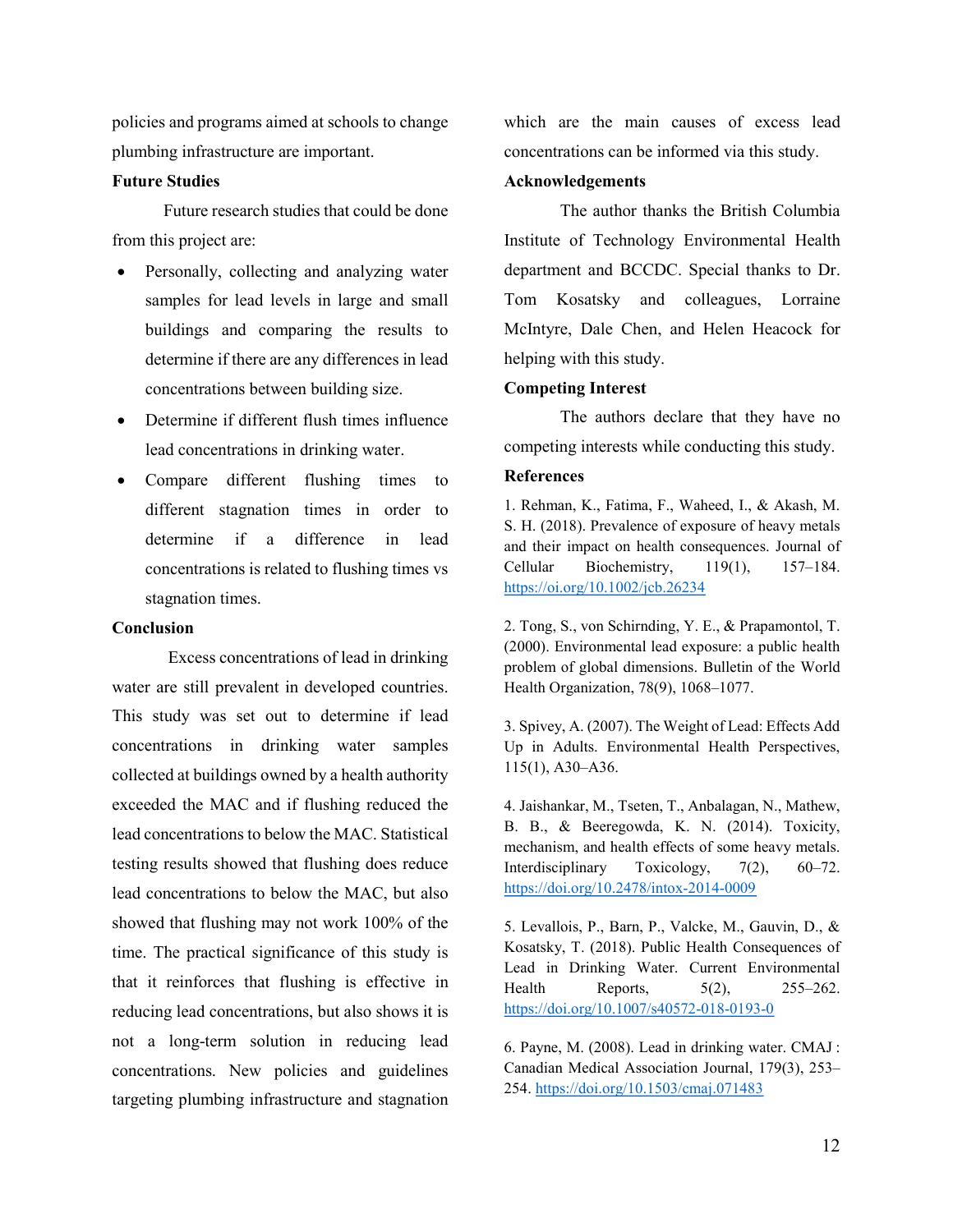policies and programs aimed at schools to change plumbing infrastructure are important.

**Future Studies**

Future research studies that could be done from this project are:

- Personally, collecting and analyzing water samples for lead levels in large and small buildings and comparing the results to determine if there are any differences in lead concentrations between building size.
- Determine if different flush times influence lead concentrations in drinking water.
- Compare different flushing times to different stagnation times in order to determine if a difference in lead concentrations is related to flushing times vs stagnation times.

**Conclusion**

Excess concentrations of lead in drinking water are still prevalent in developed countries. This study was set out to determine if lead concentrations in drinking water samples collected at buildings owned by a health authority exceeded the MAC and if flushing reduced the lead concentrations to below the MAC. Statistical testing results showed that flushing does reduce lead concentrations to below the MAC, but also showed that flushing may not work 100% of the time. The practical significance of this study is that it reinforces that flushing is effective in reducing lead concentrations, but also shows it is not a long-term solution in reducing lead concentrations. New policies and guidelines targeting plumbing infrastructure and stagnation which are the main causes of excess lead concentrations can be informed via this study.

**Acknowledgements**

The author thanks the British Columbia Institute of Technology Environmental Health department and BCCDC. Special thanks to Dr. Tom Kosatsky and colleagues, Lorraine McIntyre, Dale Chen, and Helen Heacock for helping with this study.

**Competing Interest**

The authors declare that they have no competing interests while conducting this study.

**References**

1. Rehman, K., Fatima, F., Waheed, I., & Akash, M. S. H. (2018). Prevalence of exposure of heavy metals and their impact on health consequences. Journal of Cellular Biochemistry, 119(1), 157–184. https://oi.org/10.1002/jcb.26234

2. Tong, S., von Schirnding, Y. E., & Prapamontol, T. (2000). Environmental lead exposure: a public health problem of global dimensions. Bulletin of the World Health Organization, 78(9), 1068–1077.

3. Spivey, A. (2007). The Weight of Lead: Effects Add Up in Adults. Environmental Health Perspectives, 115(1), A30–A36.

4. Jaishankar, M., Tseten, T., Anbalagan, N., Mathew, B. B., & Beeregowda, K. N. (2014). Toxicity, mechanism, and health effects of some heavy metals. Interdisciplinary Toxicology, 7(2), 60–72. https://doi.org/10.2478/intox-2014-0009

5. Levallois, P., Barn, P., Valcke, M., Gauvin, D., & Kosatsky, T. (2018). Public Health Consequences of Lead in Drinking Water. Current Environmental Health Reports, 5(2), 255–262. https://doi.org/10.1007/s40572-018-0193-0

6. Payne, M. (2008). Lead in drinking water. CMAJ : Canadian Medical Association Journal, 179(3), 253–254. https://doi.org/10.1503/cmaj.071483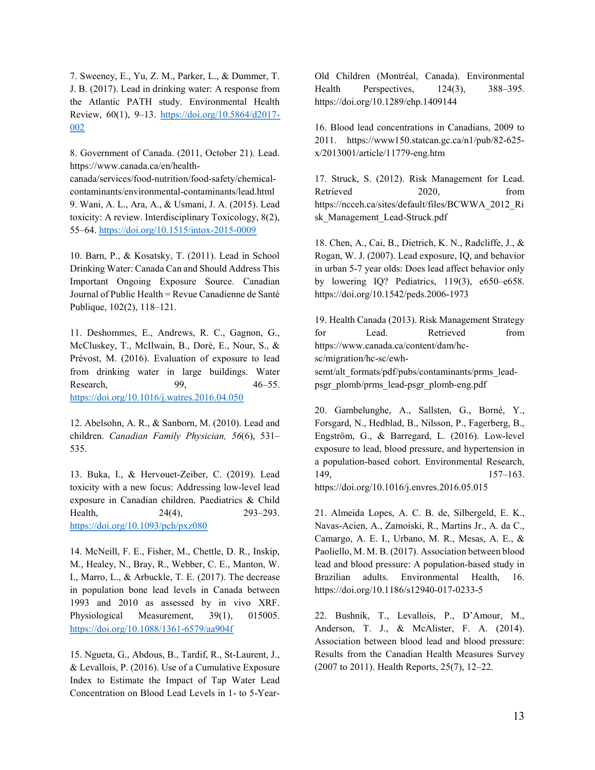7. Sweeney, E., Yu, Z. M., Parker, L., & Dummer, T. J. B. (2017). Lead in drinking water: A response from the Atlantic PATH study. Environmental Health Review, 60(1), 9–13. https://doi.org/10.5864/d2017-002

8. Government of Canada. (2011, October 21). Lead. https://www.canada.ca/en/health-canada/services/food-nutrition/food-safety/chemical-contaminants/environmental-contaminants/lead.html

9. Wani, A. L., Ara, A., & Usmani, J. A. (2015). Lead toxicity: A review. Interdisciplinary Toxicology, 8(2), 55–64. https://doi.org/10.1515/intox-2015-0009

10. Barn, P., & Kosatsky, T. (2011). Lead in School Drinking Water: Canada Can and Should Address This Important Ongoing Exposure Source. Canadian Journal of Public Health = Revue Canadienne de Santé Publique, 102(2), 118–121.

11. Deshommes, E., Andrews, R. C., Gagnon, G., McCluskey, T., McIlwain, B., Doré, E., Nour, S., & Prévost, M. (2016). Evaluation of exposure to lead from drinking water in large buildings. Water Research, 99, 46–55. https://doi.org/10.1016/j.watres.2016.04.050

12. Abelsohn, A. R., & Sanborn, M. (2010). Lead and children. *Canadian Family Physician, 56*(6), 531–535.

13. Buka, I., & Hervouet-Zeiber, C. (2019). Lead toxicity with a new focus: Addressing low-level lead exposure in Canadian children. Paediatrics & Child Health, 24(4), 293–293. https://doi.org/10.1093/pch/pxz080

14. McNeill, F. E., Fisher, M., Chettle, D. R., Inskip, M., Healey, N., Bray, R., Webber, C. E., Manton, W. I., Marro, L., & Arbuckle, T. E. (2017). The decrease in population bone lead levels in Canada between 1993 and 2010 as assessed by in vivo XRF. Physiological Measurement, 39(1), 015005. https://doi.org/10.1088/1361-6579/aa904f

15. Ngueta, G., Abdous, B., Tardif, R., St-Laurent, J., & Levallois, P. (2016). Use of a Cumulative Exposure Index to Estimate the Impact of Tap Water Lead Concentration on Blood Lead Levels in 1- to 5-Year-Old Children (Montréal, Canada). Environmental Health Perspectives, 124(3), 388–395. https://doi.org/10.1289/ehp.1409144

16. Blood lead concentrations in Canadians, 2009 to 2011. https://www150.statcan.gc.ca/n1/pub/82-625-x/2013001/article/11779-eng.htm

17. Struck, S. (2012). Risk Management for Lead. Retrieved 2020, from https://ncceh.ca/sites/default/files/BCWWA_2012_Risk_Management_Lead-Struck.pdf

18. Chen, A., Cai, B., Dietrich, K. N., Radcliffe, J., & Rogan, W. J. (2007). Lead exposure, IQ, and behavior in urban 5-7 year olds: Does lead affect behavior only by lowering IQ? Pediatrics, 119(3), e650–e658. https://doi.org/10.1542/peds.2006-1973

19. Health Canada (2013). Risk Management Strategy for Lead. Retrieved from https://www.canada.ca/content/dam/hc-sc/migration/hc-sc/ewh-semt/alt_formats/pdf/pubs/contaminants/prms_lead-psgr_plomb/prms_lead-psgr_plomb-eng.pdf

20. Gambelunghe, A., Sallsten, G., Borné, Y., Forsgard, N., Hedblad, B., Nilsson, P., Fagerberg, B., Engström, G., & Barregard, L. (2016). Low-level exposure to lead, blood pressure, and hypertension in a population-based cohort. Environmental Research, 149, 157–163. https://doi.org/10.1016/j.envres.2016.05.015

21. Almeida Lopes, A. C. B. de, Silbergeld, E. K., Navas-Acien, A., Zamoiski, R., Martins Jr., A. da C., Camargo, A. E. I., Urbano, M. R., Mesas, A. E., & Paoliello, M. M. B. (2017). Association between blood lead and blood pressure: A population-based study in Brazilian adults. Environmental Health, 16. https://doi.org/10.1186/s12940-017-0233-5

22. Bushnik, T., Levallois, P., D'Amour, M., Anderson, T. J., & McAlister, F. A. (2014). Association between blood lead and blood pressure: Results from the Canadian Health Measures Survey (2007 to 2011). Health Reports, 25(7), 12–22.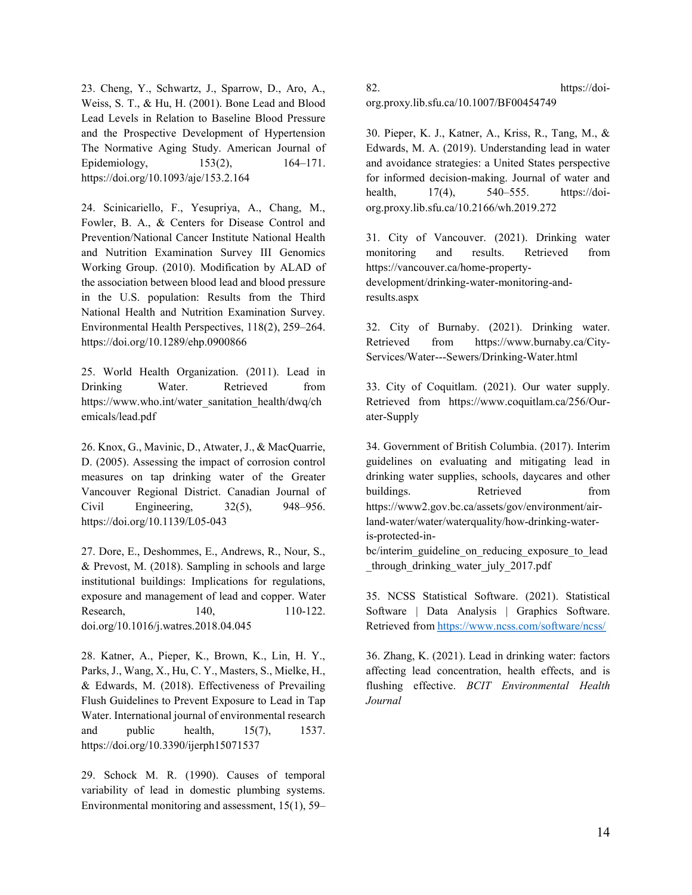23. Cheng, Y., Schwartz, J., Sparrow, D., Aro, A., Weiss, S. T., & Hu, H. (2001). Bone Lead and Blood Lead Levels in Relation to Baseline Blood Pressure and the Prospective Development of Hypertension The Normative Aging Study. American Journal of Epidemiology, 153(2), 164–171. https://doi.org/10.1093/aje/153.2.164

24. Scinicariello, F., Yesupriya, A., Chang, M., Fowler, B. A., & Centers for Disease Control and Prevention/National Cancer Institute National Health and Nutrition Examination Survey III Genomics Working Group. (2010). Modification by ALAD of the association between blood lead and blood pressure in the U.S. population: Results from the Third National Health and Nutrition Examination Survey. Environmental Health Perspectives, 118(2), 259–264. https://doi.org/10.1289/ehp.0900866

25. World Health Organization. (2011). Lead in Drinking Water. Retrieved from https://www.who.int/water_sanitation_health/dwq/chemicals/lead.pdf

26. Knox, G., Mavinic, D., Atwater, J., & MacQuarrie, D. (2005). Assessing the impact of corrosion control measures on tap drinking water of the Greater Vancouver Regional District. Canadian Journal of Civil Engineering, 32(5), 948–956. https://doi.org/10.1139/L05-043

27. Dore, E., Deshommes, E., Andrews, R., Nour, S., & Prevost, M. (2018). Sampling in schools and large institutional buildings: Implications for regulations, exposure and management of lead and copper. Water Research, 140, 110-122. doi.org/10.1016/j.watres.2018.04.045

28. Katner, A., Pieper, K., Brown, K., Lin, H. Y., Parks, J., Wang, X., Hu, C. Y., Masters, S., Mielke, H., & Edwards, M. (2018). Effectiveness of Prevailing Flush Guidelines to Prevent Exposure to Lead in Tap Water. International journal of environmental research and public health, 15(7), 1537. https://doi.org/10.3390/ijerph15071537

29. Schock M. R. (1990). Causes of temporal variability of lead in domestic plumbing systems. Environmental monitoring and assessment, 15(1), 59–82. https://doi-org.proxy.lib.sfu.ca/10.1007/BF00454749

30. Pieper, K. J., Katner, A., Kriss, R., Tang, M., & Edwards, M. A. (2019). Understanding lead in water and avoidance strategies: a United States perspective for informed decision-making. Journal of water and health, 17(4), 540–555. https://doi-org.proxy.lib.sfu.ca/10.2166/wh.2019.272

31. City of Vancouver. (2021). Drinking water monitoring and results. Retrieved from https://vancouver.ca/home-property-development/drinking-water-monitoring-and-results.aspx

32. City of Burnaby. (2021). Drinking water. Retrieved from https://www.burnaby.ca/City-Services/Water---Sewers/Drinking-Water.html

33. City of Coquitlam. (2021). Our water supply. Retrieved from https://www.coquitlam.ca/256/Our-ater-Supply

34. Government of British Columbia. (2017). Interim guidelines on evaluating and mitigating lead in drinking water supplies, schools, daycares and other buildings. Retrieved from https://www2.gov.bc.ca/assets/gov/environment/air-land-water/water/waterquality/how-drinking-water-is-protected-in-bc/interim_guideline_on_reducing_exposure_to_lead_through_drinking_water_july_2017.pdf

35. NCSS Statistical Software. (2021). Statistical Software | Data Analysis | Graphics Software. Retrieved from https://www.ncss.com/software/ncss/

36. Zhang, K. (2021). Lead in drinking water: factors affecting lead concentration, health effects, and is flushing effective. *BCIT Environmental Health Journal*